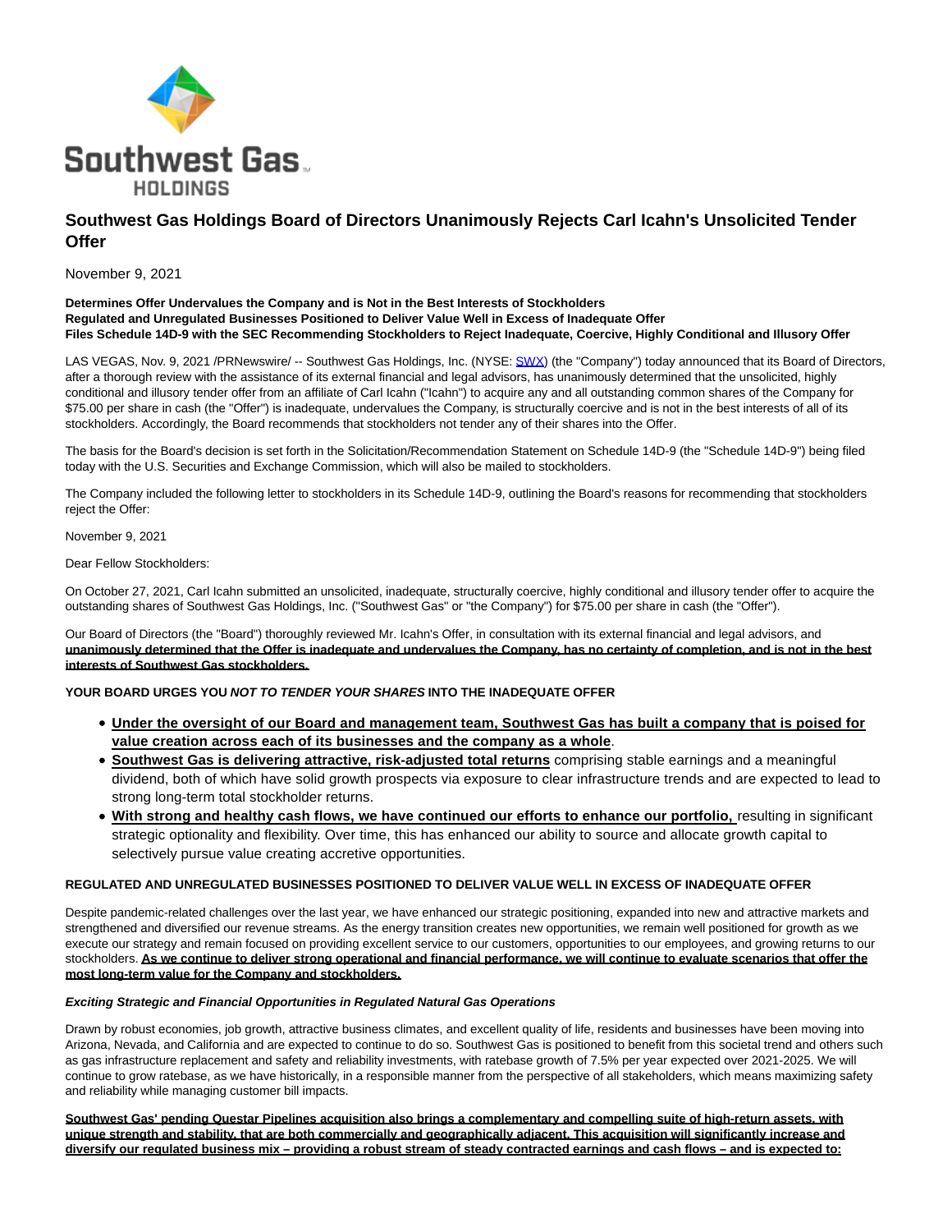# Southwest Gas Holdings Board of Directors Unanimously Rejects Carl Icahn's Unsolicited Tender Offer

November 9, 2021

**Determines Offer Undervalues the Company and is Not in the Best Interests of Stockholders**
**Regulated and Unregulated Businesses Positioned to Deliver Value Well in Excess of Inadequate Offer**
**Files Schedule 14D-9 with the SEC Recommending Stockholders to Reject Inadequate, Coercive, Highly Conditional and Illusory Offer**

LAS VEGAS, Nov. 9, 2021 /PRNewswire/ -- Southwest Gas Holdings, Inc. (NYSE: SWX) (the "Company") today announced that its Board of Directors, after a thorough review with the assistance of its external financial and legal advisors, has unanimously determined that the unsolicited, highly conditional and illusory tender offer from an affiliate of Carl Icahn ("Icahn") to acquire any and all outstanding common shares of the Company for $75.00 per share in cash (the "Offer") is inadequate, undervalues the Company, is structurally coercive and is not in the best interests of all of its stockholders. Accordingly, the Board recommends that stockholders not tender any of their shares into the Offer.

The basis for the Board's decision is set forth in the Solicitation/Recommendation Statement on Schedule 14D-9 (the "Schedule 14D-9") being filed today with the U.S. Securities and Exchange Commission, which will also be mailed to stockholders.

The Company included the following letter to stockholders in its Schedule 14D-9, outlining the Board's reasons for recommending that stockholders reject the Offer:

November 9, 2021

Dear Fellow Stockholders:

On October 27, 2021, Carl Icahn submitted an unsolicited, inadequate, structurally coercive, highly conditional and illusory tender offer to acquire the outstanding shares of Southwest Gas Holdings, Inc. ("Southwest Gas" or "the Company") for $75.00 per share in cash (the "Offer").

Our Board of Directors (the "Board") thoroughly reviewed Mr. Icahn's Offer, in consultation with its external financial and legal advisors, and **unanimously determined that the Offer is inadequate and undervalues the Company, has no certainty of completion, and is not in the best interests of Southwest Gas stockholders.**

**YOUR BOARD URGES YOU *NOT TO TENDER YOUR SHARES* INTO THE INADEQUATE OFFER**

- **Under the oversight of our Board and management team, Southwest Gas has built a company that is poised for value creation across each of its businesses and the company as a whole**.
- **Southwest Gas is delivering attractive, risk-adjusted total returns** comprising stable earnings and a meaningful dividend, both of which have solid growth prospects via exposure to clear infrastructure trends and are expected to lead to strong long-term total stockholder returns.
- **With strong and healthy cash flows, we have continued our efforts to enhance our portfolio,** resulting in significant strategic optionality and flexibility. Over time, this has enhanced our ability to source and allocate growth capital to selectively pursue value creating accretive opportunities.

**REGULATED AND UNREGULATED BUSINESSES POSITIONED TO DELIVER VALUE WELL IN EXCESS OF INADEQUATE OFFER**

Despite pandemic-related challenges over the last year, we have enhanced our strategic positioning, expanded into new and attractive markets and strengthened and diversified our revenue streams. As the energy transition creates new opportunities, we remain well positioned for growth as we execute our strategy and remain focused on providing excellent service to our customers, opportunities to our employees, and growing returns to our stockholders. **As we continue to deliver strong operational and financial performance, we will continue to evaluate scenarios that offer the most long-term value for the Company and stockholders.**

***Exciting Strategic and Financial Opportunities in Regulated Natural Gas Operations***

Drawn by robust economies, job growth, attractive business climates, and excellent quality of life, residents and businesses have been moving into Arizona, Nevada, and California and are expected to continue to do so. Southwest Gas is positioned to benefit from this societal trend and others such as gas infrastructure replacement and safety and reliability investments, with ratebase growth of 7.5% per year expected over 2021-2025. We will continue to grow ratebase, as we have historically, in a responsible manner from the perspective of all stakeholders, which means maximizing safety and reliability while managing customer bill impacts.

**Southwest Gas' pending Questar Pipelines acquisition also brings a complementary and compelling suite of high-return assets, with unique strength and stability, that are both commercially and geographically adjacent. This acquisition will significantly increase and diversify our regulated business mix – providing a robust stream of steady contracted earnings and cash flows – and is expected to:**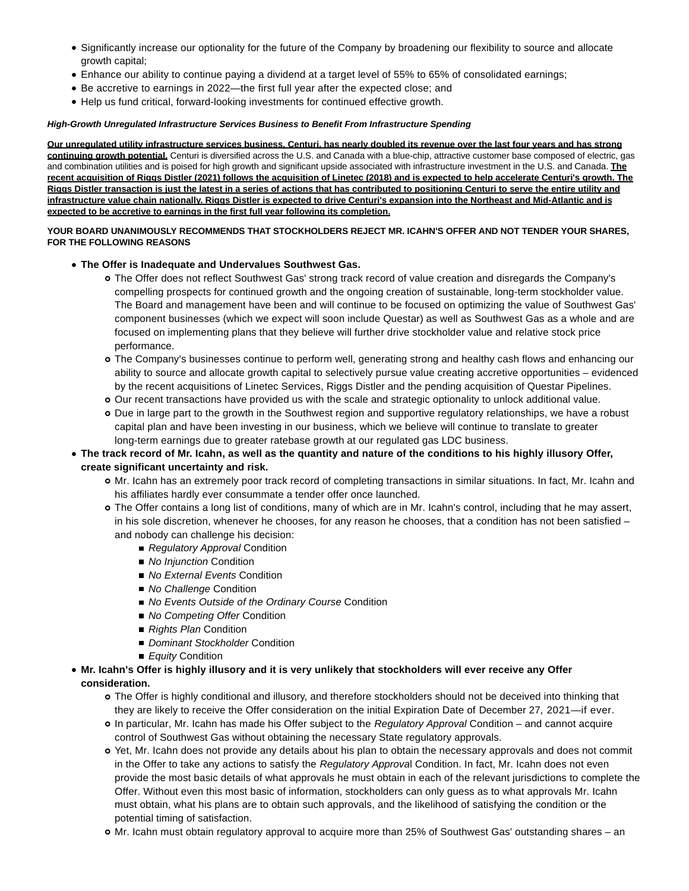- Significantly increase our optionality for the future of the Company by broadening our flexibility to source and allocate growth capital;
- Enhance our ability to continue paying a dividend at a target level of 55% to 65% of consolidated earnings;
- Be accretive to earnings in 2022—the first full year after the expected close; and
- Help us fund critical, forward-looking investments for continued effective growth.

***High-Growth Unregulated Infrastructure Services Business to Benefit From Infrastructure Spending***

**Our unregulated utility infrastructure services business, Centuri, has nearly doubled its revenue over the last four years and has strong continuing growth potential.** Centuri is diversified across the U.S. and Canada with a blue-chip, attractive customer base composed of electric, gas and combination utilities and is poised for high growth and significant upside associated with infrastructure investment in the U.S. and Canada. **The recent acquisition of Riggs Distler (2021) follows the acquisition of Linetec (2018) and is expected to help accelerate Centuri's growth. The Riggs Distler transaction is just the latest in a series of actions that has contributed to positioning Centuri to serve the entire utility and infrastructure value chain nationally. Riggs Distler is expected to drive Centuri's expansion into the Northeast and Mid-Atlantic and is expected to be accretive to earnings in the first full year following its completion.**

**YOUR BOARD UNANIMOUSLY RECOMMENDS THAT STOCKHOLDERS REJECT MR. ICAHN'S OFFER AND NOT TENDER YOUR SHARES, FOR THE FOLLOWING REASONS**

- **The Offer is Inadequate and Undervalues Southwest Gas.**
  - The Offer does not reflect Southwest Gas' strong track record of value creation and disregards the Company's compelling prospects for continued growth and the ongoing creation of sustainable, long-term stockholder value. The Board and management have been and will continue to be focused on optimizing the value of Southwest Gas' component businesses (which we expect will soon include Questar) as well as Southwest Gas as a whole and are focused on implementing plans that they believe will further drive stockholder value and relative stock price performance.
  - The Company's businesses continue to perform well, generating strong and healthy cash flows and enhancing our ability to source and allocate growth capital to selectively pursue value creating accretive opportunities – evidenced by the recent acquisitions of Linetec Services, Riggs Distler and the pending acquisition of Questar Pipelines.
  - Our recent transactions have provided us with the scale and strategic optionality to unlock additional value.
  - Due in large part to the growth in the Southwest region and supportive regulatory relationships, we have a robust capital plan and have been investing in our business, which we believe will continue to translate to greater long-term earnings due to greater ratebase growth at our regulated gas LDC business.
- **The track record of Mr. Icahn, as well as the quantity and nature of the conditions to his highly illusory Offer, create significant uncertainty and risk.**
  - Mr. Icahn has an extremely poor track record of completing transactions in similar situations. In fact, Mr. Icahn and his affiliates hardly ever consummate a tender offer once launched.
  - The Offer contains a long list of conditions, many of which are in Mr. Icahn's control, including that he may assert, in his sole discretion, whenever he chooses, for any reason he chooses, that a condition has not been satisfied – and nobody can challenge his decision:
    - *Regulatory Approval* Condition
    - *No Injunction* Condition
    - *No External Events* Condition
    - *No Challenge* Condition
    - *No Events Outside of the Ordinary Course* Condition
    - *No Competing Offer* Condition
    - *Rights Plan* Condition
    - *Dominant Stockholder* Condition
    - *Equity* Condition
- **Mr. Icahn's Offer is highly illusory and it is very unlikely that stockholders will ever receive any Offer consideration.**
  - The Offer is highly conditional and illusory, and therefore stockholders should not be deceived into thinking that they are likely to receive the Offer consideration on the initial Expiration Date of December 27, 2021—if ever.
  - In particular, Mr. Icahn has made his Offer subject to the *Regulatory Approval* Condition – and cannot acquire control of Southwest Gas without obtaining the necessary State regulatory approvals.
  - Yet, Mr. Icahn does not provide any details about his plan to obtain the necessary approvals and does not commit in the Offer to take any actions to satisfy the *Regulatory Approva*l Condition. In fact, Mr. Icahn does not even provide the most basic details of what approvals he must obtain in each of the relevant jurisdictions to complete the Offer. Without even this most basic of information, stockholders can only guess as to what approvals Mr. Icahn must obtain, what his plans are to obtain such approvals, and the likelihood of satisfying the condition or the potential timing of satisfaction.
  - Mr. Icahn must obtain regulatory approval to acquire more than 25% of Southwest Gas' outstanding shares – an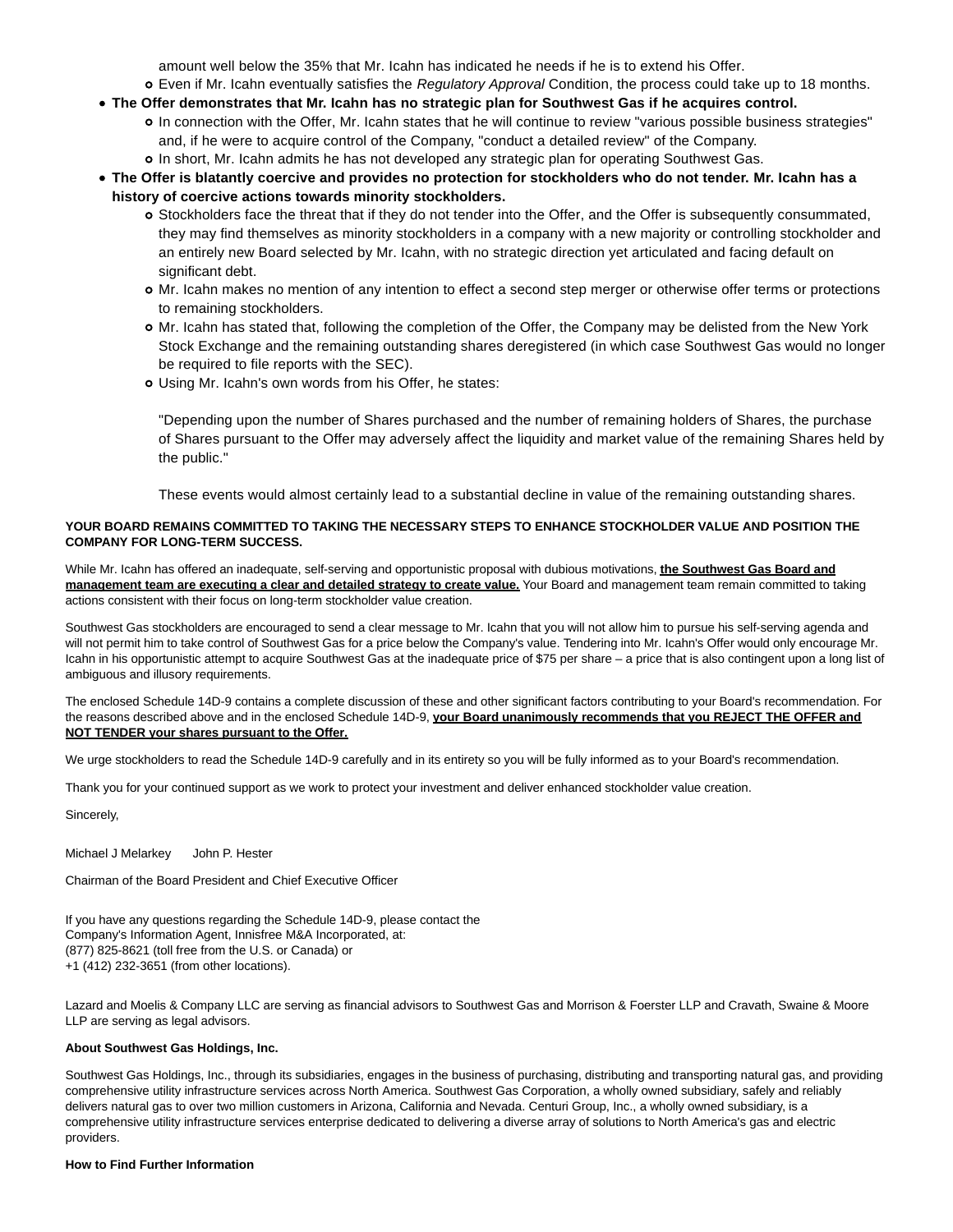amount well below the 35% that Mr. Icahn has indicated he needs if he is to extend his Offer.
    - Even if Mr. Icahn eventually satisfies the *Regulatory Approval* Condition, the process could take up to 18 months.
- **The Offer demonstrates that Mr. Icahn has no strategic plan for Southwest Gas if he acquires control.**
    - In connection with the Offer, Mr. Icahn states that he will continue to review "various possible business strategies" and, if he were to acquire control of the Company, "conduct a detailed review" of the Company.
    - In short, Mr. Icahn admits he has not developed any strategic plan for operating Southwest Gas.
- **The Offer is blatantly coercive and provides no protection for stockholders who do not tender. Mr. Icahn has a history of coercive actions towards minority stockholders.**
    - Stockholders face the threat that if they do not tender into the Offer, and the Offer is subsequently consummated, they may find themselves as minority stockholders in a company with a new majority or controlling stockholder and an entirely new Board selected by Mr. Icahn, with no strategic direction yet articulated and facing default on significant debt.
    - Mr. Icahn makes no mention of any intention to effect a second step merger or otherwise offer terms or protections to remaining stockholders.
    - Mr. Icahn has stated that, following the completion of the Offer, the Company may be delisted from the New York Stock Exchange and the remaining outstanding shares deregistered (in which case Southwest Gas would no longer be required to file reports with the SEC).
    - Using Mr. Icahn's own words from his Offer, he states:

      "Depending upon the number of Shares purchased and the number of remaining holders of Shares, the purchase of Shares pursuant to the Offer may adversely affect the liquidity and market value of the remaining Shares held by the public."

      These events would almost certainly lead to a substantial decline in value of the remaining outstanding shares.

**YOUR BOARD REMAINS COMMITTED TO TAKING THE NECESSARY STEPS TO ENHANCE STOCKHOLDER VALUE AND POSITION THE COMPANY FOR LONG-TERM SUCCESS.**

While Mr. Icahn has offered an inadequate, self-serving and opportunistic proposal with dubious motivations, **the Southwest Gas Board and management team are executing a clear and detailed strategy to create value.** Your Board and management team remain committed to taking actions consistent with their focus on long-term stockholder value creation.

Southwest Gas stockholders are encouraged to send a clear message to Mr. Icahn that you will not allow him to pursue his self-serving agenda and will not permit him to take control of Southwest Gas for a price below the Company's value. Tendering into Mr. Icahn's Offer would only encourage Mr. Icahn in his opportunistic attempt to acquire Southwest Gas at the inadequate price of $75 per share – a price that is also contingent upon a long list of ambiguous and illusory requirements.

The enclosed Schedule 14D-9 contains a complete discussion of these and other significant factors contributing to your Board's recommendation. For the reasons described above and in the enclosed Schedule 14D-9, **your Board unanimously recommends that you REJECT THE OFFER and NOT TENDER your shares pursuant to the Offer.**

We urge stockholders to read the Schedule 14D-9 carefully and in its entirety so you will be fully informed as to your Board's recommendation.

Thank you for your continued support as we work to protect your investment and deliver enhanced stockholder value creation.

Sincerely,

Michael J Melarkey John P. Hester

Chairman of the Board President and Chief Executive Officer

If you have any questions regarding the Schedule 14D-9, please contact the
Company's Information Agent, Innisfree M&A Incorporated, at:
(877) 825-8621 (toll free from the U.S. or Canada) or
+1 (412) 232-3651 (from other locations).

Lazard and Moelis & Company LLC are serving as financial advisors to Southwest Gas and Morrison & Foerster LLP and Cravath, Swaine & Moore LLP are serving as legal advisors.

**About Southwest Gas Holdings, Inc.**

Southwest Gas Holdings, Inc., through its subsidiaries, engages in the business of purchasing, distributing and transporting natural gas, and providing comprehensive utility infrastructure services across North America. Southwest Gas Corporation, a wholly owned subsidiary, safely and reliably delivers natural gas to over two million customers in Arizona, California and Nevada. Centuri Group, Inc., a wholly owned subsidiary, is a comprehensive utility infrastructure services enterprise dedicated to delivering a diverse array of solutions to North America's gas and electric providers.

**How to Find Further Information**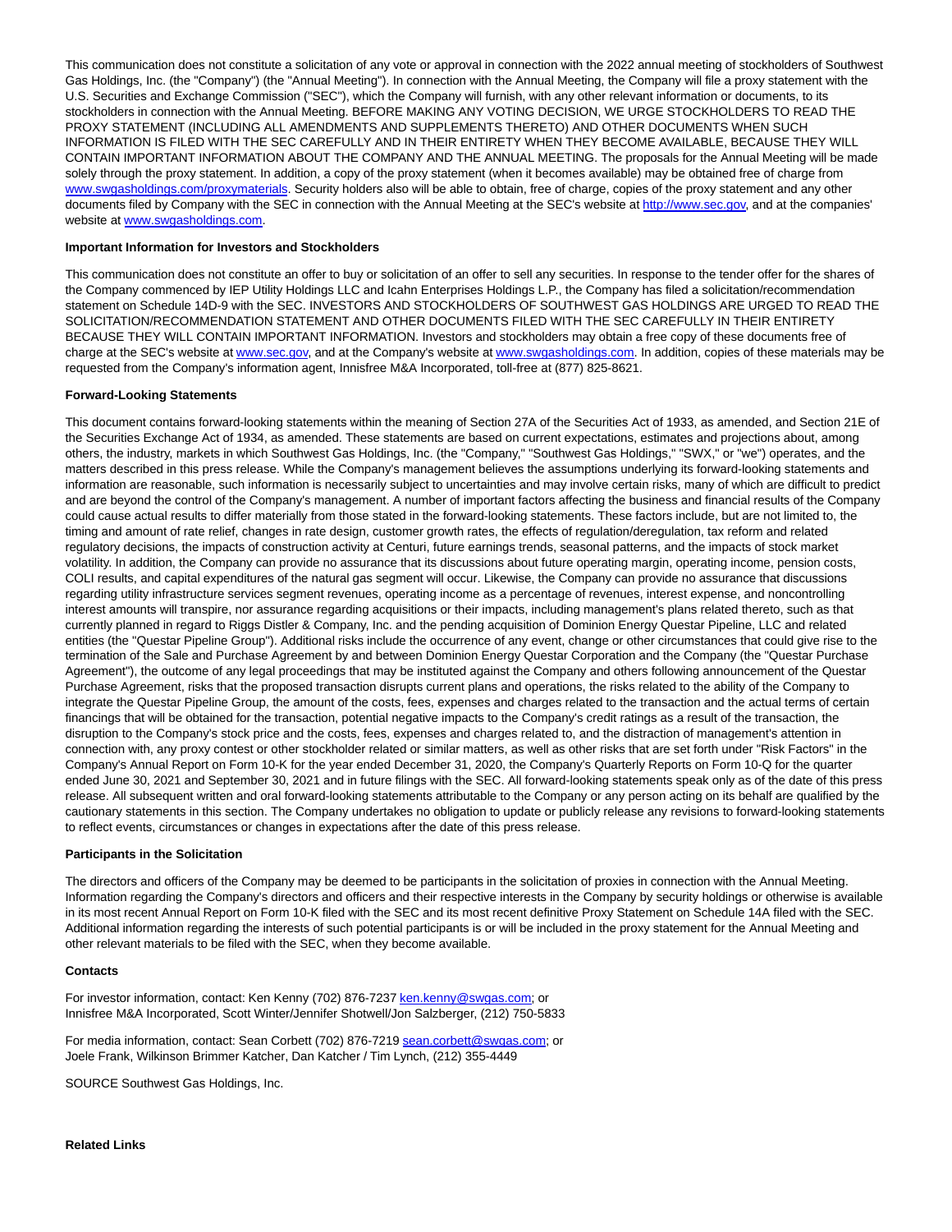This communication does not constitute a solicitation of any vote or approval in connection with the 2022 annual meeting of stockholders of Southwest Gas Holdings, Inc. (the "Company") (the "Annual Meeting"). In connection with the Annual Meeting, the Company will file a proxy statement with the U.S. Securities and Exchange Commission ("SEC"), which the Company will furnish, with any other relevant information or documents, to its stockholders in connection with the Annual Meeting. BEFORE MAKING ANY VOTING DECISION, WE URGE STOCKHOLDERS TO READ THE PROXY STATEMENT (INCLUDING ALL AMENDMENTS AND SUPPLEMENTS THERETO) AND OTHER DOCUMENTS WHEN SUCH INFORMATION IS FILED WITH THE SEC CAREFULLY AND IN THEIR ENTIRETY WHEN THEY BECOME AVAILABLE, BECAUSE THEY WILL CONTAIN IMPORTANT INFORMATION ABOUT THE COMPANY AND THE ANNUAL MEETING. The proposals for the Annual Meeting will be made solely through the proxy statement. In addition, a copy of the proxy statement (when it becomes available) may be obtained free of charge from www.swgasholdings.com/proxymaterials. Security holders also will be able to obtain, free of charge, copies of the proxy statement and any other documents filed by Company with the SEC in connection with the Annual Meeting at the SEC's website at http://www.sec.gov, and at the companies' website at www.swgasholdings.com.

**Important Information for Investors and Stockholders**

This communication does not constitute an offer to buy or solicitation of an offer to sell any securities. In response to the tender offer for the shares of the Company commenced by IEP Utility Holdings LLC and Icahn Enterprises Holdings L.P., the Company has filed a solicitation/recommendation statement on Schedule 14D-9 with the SEC. INVESTORS AND STOCKHOLDERS OF SOUTHWEST GAS HOLDINGS ARE URGED TO READ THE SOLICITATION/RECOMMENDATION STATEMENT AND OTHER DOCUMENTS FILED WITH THE SEC CAREFULLY IN THEIR ENTIRETY BECAUSE THEY WILL CONTAIN IMPORTANT INFORMATION. Investors and stockholders may obtain a free copy of these documents free of charge at the SEC's website at www.sec.gov, and at the Company's website at www.swgasholdings.com. In addition, copies of these materials may be requested from the Company's information agent, Innisfree M&A Incorporated, toll-free at (877) 825-8621.

**Forward-Looking Statements**

This document contains forward-looking statements within the meaning of Section 27A of the Securities Act of 1933, as amended, and Section 21E of the Securities Exchange Act of 1934, as amended. These statements are based on current expectations, estimates and projections about, among others, the industry, markets in which Southwest Gas Holdings, Inc. (the "Company," "Southwest Gas Holdings," "SWX," or "we") operates, and the matters described in this press release. While the Company's management believes the assumptions underlying its forward-looking statements and information are reasonable, such information is necessarily subject to uncertainties and may involve certain risks, many of which are difficult to predict and are beyond the control of the Company's management. A number of important factors affecting the business and financial results of the Company could cause actual results to differ materially from those stated in the forward-looking statements. These factors include, but are not limited to, the timing and amount of rate relief, changes in rate design, customer growth rates, the effects of regulation/deregulation, tax reform and related regulatory decisions, the impacts of construction activity at Centuri, future earnings trends, seasonal patterns, and the impacts of stock market volatility. In addition, the Company can provide no assurance that its discussions about future operating margin, operating income, pension costs, COLI results, and capital expenditures of the natural gas segment will occur. Likewise, the Company can provide no assurance that discussions regarding utility infrastructure services segment revenues, operating income as a percentage of revenues, interest expense, and noncontrolling interest amounts will transpire, nor assurance regarding acquisitions or their impacts, including management's plans related thereto, such as that currently planned in regard to Riggs Distler & Company, Inc. and the pending acquisition of Dominion Energy Questar Pipeline, LLC and related entities (the "Questar Pipeline Group"). Additional risks include the occurrence of any event, change or other circumstances that could give rise to the termination of the Sale and Purchase Agreement by and between Dominion Energy Questar Corporation and the Company (the "Questar Purchase Agreement"), the outcome of any legal proceedings that may be instituted against the Company and others following announcement of the Questar Purchase Agreement, risks that the proposed transaction disrupts current plans and operations, the risks related to the ability of the Company to integrate the Questar Pipeline Group, the amount of the costs, fees, expenses and charges related to the transaction and the actual terms of certain financings that will be obtained for the transaction, potential negative impacts to the Company's credit ratings as a result of the transaction, the disruption to the Company's stock price and the costs, fees, expenses and charges related to, and the distraction of management's attention in connection with, any proxy contest or other stockholder related or similar matters, as well as other risks that are set forth under "Risk Factors" in the Company's Annual Report on Form 10-K for the year ended December 31, 2020, the Company's Quarterly Reports on Form 10-Q for the quarter ended June 30, 2021 and September 30, 2021 and in future filings with the SEC. All forward-looking statements speak only as of the date of this press release. All subsequent written and oral forward-looking statements attributable to the Company or any person acting on its behalf are qualified by the cautionary statements in this section. The Company undertakes no obligation to update or publicly release any revisions to forward-looking statements to reflect events, circumstances or changes in expectations after the date of this press release.

**Participants in the Solicitation**

The directors and officers of the Company may be deemed to be participants in the solicitation of proxies in connection with the Annual Meeting. Information regarding the Company's directors and officers and their respective interests in the Company by security holdings or otherwise is available in its most recent Annual Report on Form 10-K filed with the SEC and its most recent definitive Proxy Statement on Schedule 14A filed with the SEC. Additional information regarding the interests of such potential participants is or will be included in the proxy statement for the Annual Meeting and other relevant materials to be filed with the SEC, when they become available.

**Contacts**

For investor information, contact: Ken Kenny (702) 876-7237 ken.kenny@swgas.com; or
Innisfree M&A Incorporated, Scott Winter/Jennifer Shotwell/Jon Salzberger, (212) 750-5833

For media information, contact: Sean Corbett (702) 876-7219 sean.corbett@swgas.com; or
Joele Frank, Wilkinson Brimmer Katcher, Dan Katcher / Tim Lynch, (212) 355-4449

SOURCE Southwest Gas Holdings, Inc.

**Related Links**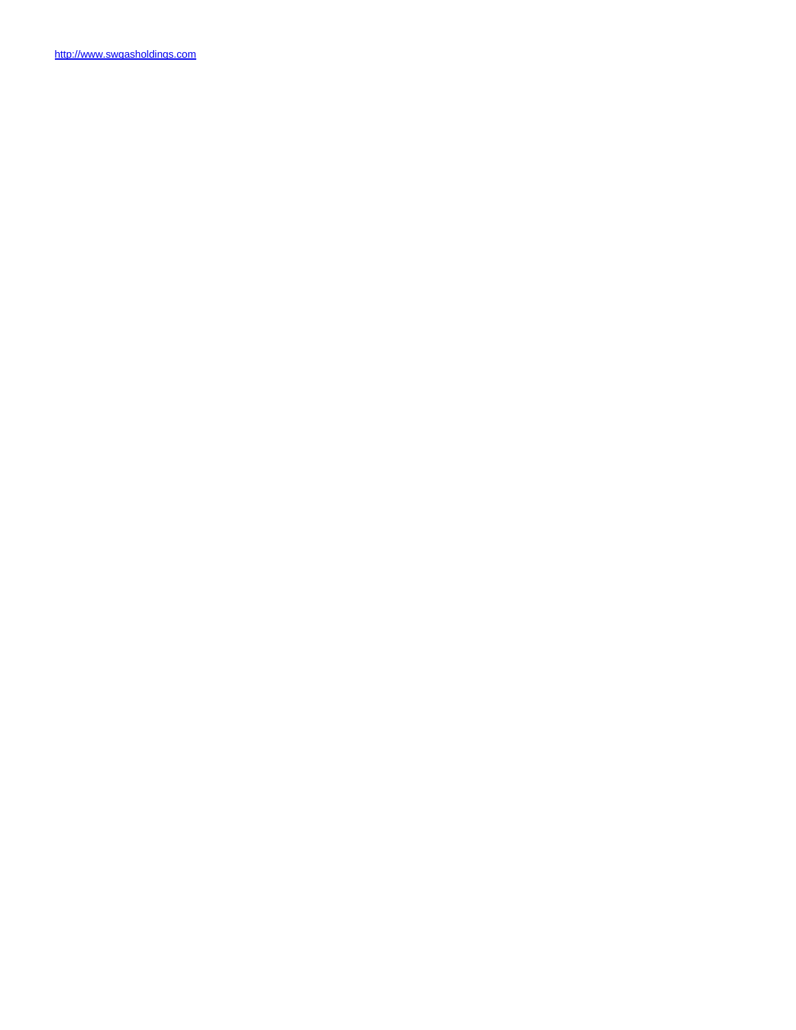[http://www.swgasholdings.com](http://www.swgasholdings.com)